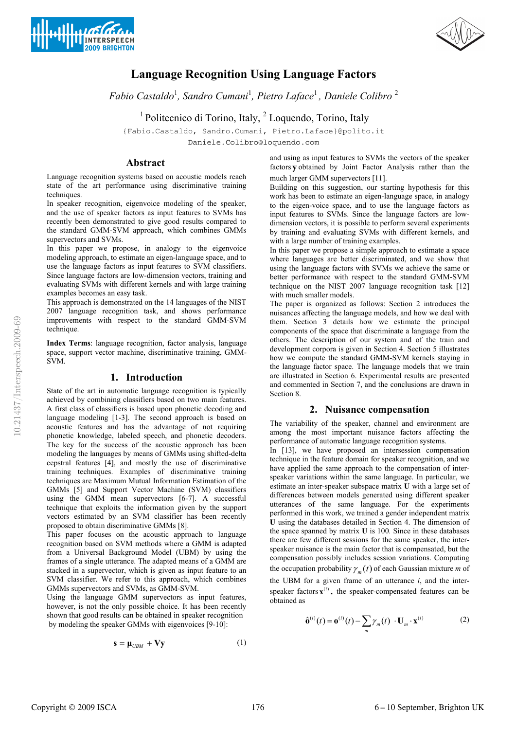# Language Recognition Using Language Factors

*Fabio Castaldo*[1], *Sandro Cumani*[1], *Pietro Laface*[1], *Daniele Colibro*[2]

[1] Politecnico di Torino, Italy, [2] Loquendo, Torino, Italy

{Fabio.Castaldo, Sandro.Cumani, Pietro.Laface}@polito.it
Daniele.Colibro@loquendo.com

## Abstract

Language recognition systems based on acoustic models reach state of the art performance using discriminative training techniques.

In speaker recognition, eigenvoice modeling of the speaker, and the use of speaker factors as input features to SVMs has recently been demonstrated to give good results compared to the standard GMM-SVM approach, which combines GMMs supervectors and SVMs.

In this paper we propose, in analogy to the eigenvoice modeling approach, to estimate an eigen-language space, and to use the language factors as input features to SVM classifiers. Since language factors are low-dimension vectors, training and evaluating SVMs with different kernels and with large training examples becomes an easy task.

This approach is demonstrated on the 14 languages of the NIST 2007 language recognition task, and shows performance improvements with respect to the standard GMM-SVM technique.

**Index Terms**: language recognition, factor analysis, language space, support vector machine, discriminative training, GMM-SVM.

## 1. Introduction

State of the art in automatic language recognition is typically achieved by combining classifiers based on two main features. A first class of classifiers is based upon phonetic decoding and language modeling [1-3]. The second approach is based on acoustic features and has the advantage of not requiring phonetic knowledge, labeled speech, and phonetic decoders. The key for the success of the acoustic approach has been modeling the languages by means of GMMs using shifted-delta cepstral features [4], and mostly the use of discriminative training techniques. Examples of discriminative training techniques are Maximum Mutual Information Estimation of the GMMs [5] and Support Vector Machine (SVM) classifiers using the GMM mean supervectors [6-7]. A successful technique that exploits the information given by the support vectors estimated by an SVM classifier has been recently proposed to obtain discriminative GMMs [8].

This paper focuses on the acoustic approach to language recognition based on SVM methods where a GMM is adapted from a Universal Background Model (UBM) by using the frames of a single utterance. The adapted means of a GMM are stacked in a supervector, which is given as input feature to an SVM classifier. We refer to this approach, which combines GMMs supervectors and SVMs, as GMM-SVM.

Using the language GMM supervectors as input features, however, is not the only possible choice. It has been recently shown that good results can be obtained in speaker recognition by modeling the speaker GMMs with eigenvoices [9-10]:

$$\mathbf{s} = \boldsymbol{\mu}_{UBM} + \mathbf{V}\mathbf{y} \tag{1}$$

and using as input features to SVMs the vectors of the speaker factors $\mathbf{y}$ obtained by Joint Factor Analysis rather than the much larger GMM supervectors [11].

Building on this suggestion, our starting hypothesis for this work has been to estimate an eigen-language space, in analogy to the eigen-voice space, and to use the language factors as input features to SVMs. Since the language factors are low-dimension vectors, it is possible to perform several experiments by training and evaluating SVMs with different kernels, and with a large number of training examples.

In this paper we propose a simple approach to estimate a space where languages are better discriminated, and we show that using the language factors with SVMs we achieve the same or better performance with respect to the standard GMM-SVM technique on the NIST 2007 language recognition task [12] with much smaller models.

The paper is organized as follows: Section 2 introduces the nuisances affecting the language models, and how we deal with them. Section 3 details how we estimate the principal components of the space that discriminate a language from the others. The description of our system and of the train and development corpora is given in Section 4. Section 5 illustrates how we compute the standard GMM-SVM kernels staying in the language factor space. The language models that we train are illustrated in Section 6. Experimental results are presented and commented in Section 7, and the conclusions are drawn in Section 8.

## 2. Nuisance compensation

The variability of the speaker, channel and environment are among the most important nuisance factors affecting the performance of automatic language recognition systems.

In [13], we have proposed an intersession compensation technique in the feature domain for speaker recognition, and we have applied the same approach to the compensation of inter-speaker variations within the same language. In particular, we estimate an inter-speaker subspace matrix $\mathbf{U}$ with a large set of differences between models generated using different speaker utterances of the same language. For the experiments performed in this work, we trained a gender independent matrix $\mathbf{U}$ using the databases detailed in Section 4. The dimension of the space spanned by matrix $\mathbf{U}$ is 100. Since in these databases there are few different sessions for the same speaker, the inter-speaker nuisance is the main factor that is compensated, but the compensation possibly includes session variations. Computing the occupation probability $\gamma_m(t)$ of each Gaussian mixture $m$ of the UBM for a given frame of an utterance $i$, and the inter-speaker factors $\mathbf{x}^{(i)}$, the speaker-compensated features can be obtained as

$$\hat{\mathbf{o}}^{(i)}(t) = \mathbf{o}^{(i)}(t) - \sum_{m} \gamma_m(t) \cdot \mathbf{U}_m \cdot \mathbf{x}^{(i)} \tag{2}$$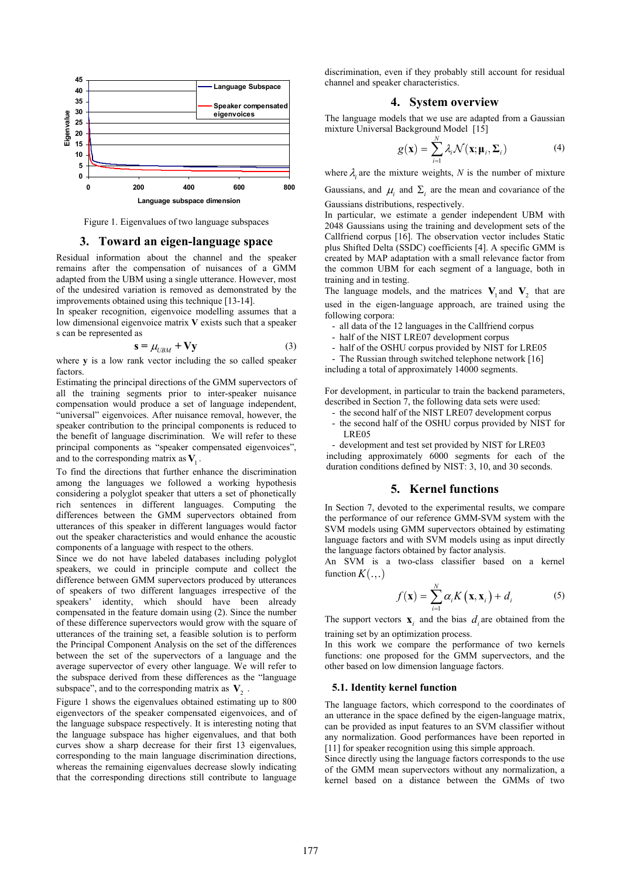Figure 1. Eigenvalues of two language subspaces

## 3. Toward an eigen-language space

Residual information about the channel and the speaker remains after the compensation of nuisances of a GMM adapted from the UBM using a single utterance. However, most of the undesired variation is removed as demonstrated by the improvements obtained using this technique [13-14].

In speaker recognition, eigenvoice modelling assumes that a low dimensional eigenvoice matrix **V** exists such that a speaker s can be represented as

$$\mathbf{s} = \mu_{UBM} + \mathbf{V}\mathbf{y} \tag{3}$$

where **y** is a low rank vector including the so called speaker factors.

Estimating the principal directions of the GMM supervectors of all the training segments prior to inter-speaker nuisance compensation would produce a set of language independent, "universal" eigenvoices. After nuisance removal, however, the speaker contribution to the principal components is reduced to the benefit of language discrimination. We will refer to these principal components as "speaker compensated eigenvoices", and to the corresponding matrix as $\mathbf{V}_1$.

To find the directions that further enhance the discrimination among the languages we followed a working hypothesis considering a polyglot speaker that utters a set of phonetically rich sentences in different languages. Computing the differences between the GMM supervectors obtained from utterances of this speaker in different languages would factor out the speaker characteristics and would enhance the acoustic components of a language with respect to the others.

Since we do not have labeled databases including polyglot speakers, we could in principle compute and collect the difference between GMM supervectors produced by utterances of speakers of two different languages irrespective of the speakers' identity, which should have been already compensated in the feature domain using (2). Since the number of these difference supervectors would grow with the square of utterances of the training set, a feasible solution is to perform the Principal Component Analysis on the set of the differences between the set of the supervectors of a language and the average supervector of every other language. We will refer to the subspace derived from these differences as the "language subspace", and to the corresponding matrix as $\mathbf{V}_2$.

Figure 1 shows the eigenvalues obtained estimating up to 800 eigenvectors of the speaker compensated eigenvoices, and of the language subspace respectively. It is interesting noting that the language subspace has higher eigenvalues, and that both curves show a sharp decrease for their first 13 eigenvalues, corresponding to the main language discrimination directions, whereas the remaining eigenvalues decrease slowly indicating that the corresponding directions still contribute to language discrimination, even if they probably still account for residual channel and speaker characteristics.

## 4. System overview

The language models that we use are adapted from a Gaussian mixture Universal Background Model [15]

$$g(\mathbf{x}) = \sum_{i=1}^{N} \lambda_i \mathcal{N}(\mathbf{x}; \boldsymbol{\mu}_i, \boldsymbol{\Sigma}_i) \tag{4}$$

where $\lambda_i$ are the mixture weights, $N$ is the number of mixture Gaussians, and $\mu_i$ and $\Sigma_i$ are the mean and covariance of the Gaussians distributions, respectively.

In particular, we estimate a gender independent UBM with 2048 Gaussians using the training and development sets of the Callfriend corpus [16]. The observation vector includes Static plus Shifted Delta (SSDC) coefficients [4]. A specific GMM is created by MAP adaptation with a small relevance factor from the common UBM for each segment of a language, both in training and in testing.

The language models, and the matrices $\mathbf{V}_1$ and $\mathbf{V}_2$ that are used in the eigen-language approach, are trained using the following corpora:

- all data of the 12 languages in the Callfriend corpus
- half of the NIST LRE07 development corpus
- half of the OSHU corpus provided by NIST for LRE05
- The Russian through switched telephone network [16]

including a total of approximately 14000 segments.

For development, in particular to train the backend parameters, described in Section 7, the following data sets were used:

- the second half of the NIST LRE07 development corpus
- the second half of the OSHU corpus provided by NIST for LRE05
- development and test set provided by NIST for LRE03

including approximately 6000 segments for each of the duration conditions defined by NIST: 3, 10, and 30 seconds.

## 5. Kernel functions

In Section 7, devoted to the experimental results, we compare the performance of our reference GMM-SVM system with the SVM models using GMM supervectors obtained by estimating language factors and with SVM models using as input directly the language factors obtained by factor analysis.

An SVM is a two-class classifier based on a kernel function $K(.,.)$

$$f(\mathbf{x}) = \sum_{i=1}^{N} \alpha_i K(\mathbf{x}, \mathbf{x}_i) + d_i \tag{5}$$

The support vectors $\mathbf{x}_i$ and the bias $d_i$ are obtained from the training set by an optimization process.

In this work we compare the performance of two kernels functions: one proposed for the GMM supervectors, and the other based on low dimension language factors.

### 5.1. Identity kernel function

The language factors, which correspond to the coordinates of an utterance in the space defined by the eigen-language matrix, can be provided as input features to an SVM classifier without any normalization. Good performances have been reported in [11] for speaker recognition using this simple approach.

Since directly using the language factors corresponds to the use of the GMM mean supervectors without any normalization, a kernel based on a distance between the GMMs of two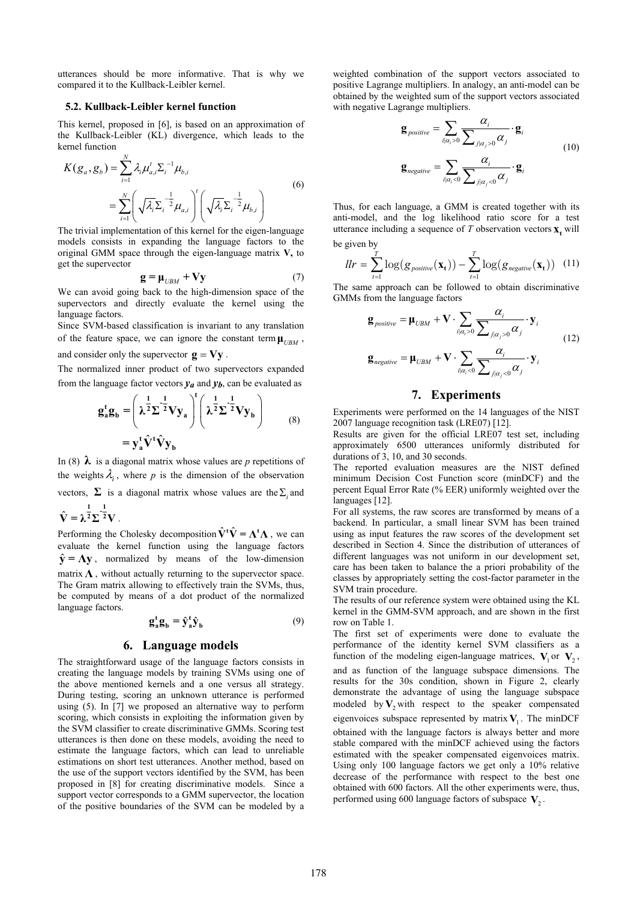utterances should be more informative. That is why we compared it to the Kullback-Leibler kernel.

### 5.2. Kullback-Leibler kernel function

This kernel, proposed in [6], is based on an approximation of the Kullback-Leibler (KL) divergence, which leads to the kernel function

$$K(g_a, g_b) = \sum_{i=1}^{N} \lambda_i \mu_{a,i}^t \Sigma_i^{-1} \mu_{b,i} = \sum_{i=1}^{N} \left( \sqrt{\lambda_i} \Sigma_i^{-\frac{1}{2}} \mu_{a,i} \right)^t \left( \sqrt{\lambda_i} \Sigma_i^{-\frac{1}{2}} \mu_{b,i} \right) \tag{6}$$

The trivial implementation of this kernel for the eigen-language models consists in expanding the language factors to the original GMM space through the eigen-language matrix **V**, to get the supervector

$$\mathbf{g} = \boldsymbol{\mu}_{UBM} + \mathbf{V}\mathbf{y} \tag{7}$$

We can avoid going back to the high-dimension space of the supervectors and directly evaluate the kernel using the language factors.

Since SVM-based classification is invariant to any translation of the feature space, we can ignore the constant term $\boldsymbol{\mu}_{UBM}$, and consider only the supervector $\mathbf{g} = \mathbf{V}\mathbf{y}$.

The normalized inner product of two supervectors expanded from the language factor vectors $\mathbf{y_a}$ and $\mathbf{y_b}$, can be evaluated as

$$\mathbf{g_a^t g_b} = \left( \boldsymbol{\lambda}^{\frac{1}{2}} \boldsymbol{\Sigma}^{-\frac{1}{2}} \mathbf{V} \mathbf{y_a} \right)^{\mathbf{t}} \left( \boldsymbol{\lambda}^{\frac{1}{2}} \boldsymbol{\Sigma}^{-\frac{1}{2}} \mathbf{V} \mathbf{y_b} \right) = \mathbf{y_a^t} \hat{\mathbf{V}}^{\mathbf{t}} \hat{\mathbf{V}} \mathbf{y_b} \tag{8}$$

In (8) $\boldsymbol{\lambda}$ is a diagonal matrix whose values are *p* repetitions of the weights $\lambda_i$, where *p* is the dimension of the observation vectors, $\boldsymbol{\Sigma}$ is a diagonal matrix whose values are the $\Sigma_i$ and $\hat{\mathbf{V}} = \boldsymbol{\lambda}^{\frac{1}{2}} \boldsymbol{\Sigma}^{-\frac{1}{2}} \mathbf{V}$.

Performing the Cholesky decomposition $\hat{\mathbf{V}}^{\mathbf{t}} \hat{\mathbf{V}} = \boldsymbol{\Lambda}^{\mathbf{t}} \boldsymbol{\Lambda}$, we can evaluate the kernel function using the language factors $\hat{\mathbf{y}} = \boldsymbol{\Lambda} \mathbf{y}$, normalized by means of the low-dimension matrix $\boldsymbol{\Lambda}$, without actually returning to the supervector space. The Gram matrix allowing to effectively train the SVMs, thus, be computed by means of a dot product of the normalized language factors.

$$\mathbf{g_a^t g_b} = \hat{\mathbf{y}}_{\mathbf{a}}^{\mathbf{t}} \hat{\mathbf{y}}_{\mathbf{b}} \tag{9}$$

## 6. Language models

The straightforward usage of the language factors consists in creating the language models by training SVMs using one of the above mentioned kernels and a one versus all strategy. During testing, scoring an unknown utterance is performed using (5). In [7] we proposed an alternative way to perform scoring, which consists in exploiting the information given by the SVM classifier to create discriminative GMMs. Scoring test utterances is then done on these models, avoiding the need to estimate the language factors, which can lead to unreliable estimations on short test utterances. Another method, based on the use of the support vectors identified by the SVM, has been proposed in [8] for creating discriminative models. Since a support vector corresponds to a GMM supervector, the location of the positive boundaries of the SVM can be modeled by a weighted combination of the support vectors associated to positive Lagrange multipliers. In analogy, an anti-model can be obtained by the weighted sum of the support vectors associated with negative Lagrange multipliers.

$$\mathbf{g}_{positive} = \sum_{i|\alpha_i > 0} \frac{\alpha_i}{\sum_{j|\alpha_j > 0} \alpha_j} \cdot \mathbf{g}_i \qquad \mathbf{g}_{negative} = \sum_{i|\alpha_i < 0} \frac{\alpha_i}{\sum_{j|\alpha_j < 0} \alpha_j} \cdot \mathbf{g}_i \tag{10}$$

Thus, for each language, a GMM is created together with its anti-model, and the log likelihood ratio score for a test utterance including a sequence of *T* observation vectors $\mathbf{x_t}$ will be given by

$$llr = \sum_{t=1}^{T} \log\left(g_{positive}(\mathbf{x_t})\right) - \sum_{t=1}^{T} \log\left(g_{negative}(\mathbf{x_t})\right) \tag{11}$$

The same approach can be followed to obtain discriminative GMMs from the language factors

$$\mathbf{g}_{positive} = \boldsymbol{\mu}_{UBM} + \mathbf{V} \cdot \sum_{i|\alpha_i > 0} \frac{\alpha_i}{\sum_{j|\alpha_j > 0} \alpha_j} \cdot \mathbf{y}_i \qquad \mathbf{g}_{negative} = \boldsymbol{\mu}_{UBM} + \mathbf{V} \cdot \sum_{i|\alpha_i < 0} \frac{\alpha_i}{\sum_{j|\alpha_j < 0} \alpha_j} \cdot \mathbf{y}_i \tag{12}$$

## 7. Experiments

Experiments were performed on the 14 languages of the NIST 2007 language recognition task (LRE07) [12].

Results are given for the official LRE07 test set, including approximately 6500 utterances uniformly distributed for durations of 3, 10, and 30 seconds.

The reported evaluation measures are the NIST defined minimum Decision Cost Function score (minDCF) and the percent Equal Error Rate (% EER) uniformly weighted over the languages [12].

For all systems, the raw scores are transformed by means of a backend. In particular, a small linear SVM has been trained using as input features the raw scores of the development set described in Section 4. Since the distribution of utterances of different languages was not uniform in our development set, care has been taken to balance the a priori probability of the classes by appropriately setting the cost-factor parameter in the SVM train procedure.

The results of our reference system were obtained using the KL kernel in the GMM-SVM approach, and are shown in the first row on Table 1.

The first set of experiments were done to evaluate the performance of the identity kernel SVM classifiers as a function of the modeling eigen-language matrices, $\mathbf{V}_1$ or $\mathbf{V}_2$, and as function of the language subspace dimensions. The results for the 30s condition, shown in Figure 2, clearly demonstrate the advantage of using the language subspace modeled by $\mathbf{V}_2$ with respect to the speaker compensated eigenvoices subspace represented by matrix $\mathbf{V}_1$. The minDCF obtained with the language factors is always better and more stable compared with the minDCF achieved using the factors estimated with the speaker compensated eigenvoices matrix. Using only 100 language factors we get only a 10% relative decrease of the performance with respect to the best one obtained with 600 factors. All the other experiments were, thus, performed using 600 language factors of subspace $\mathbf{V}_2$.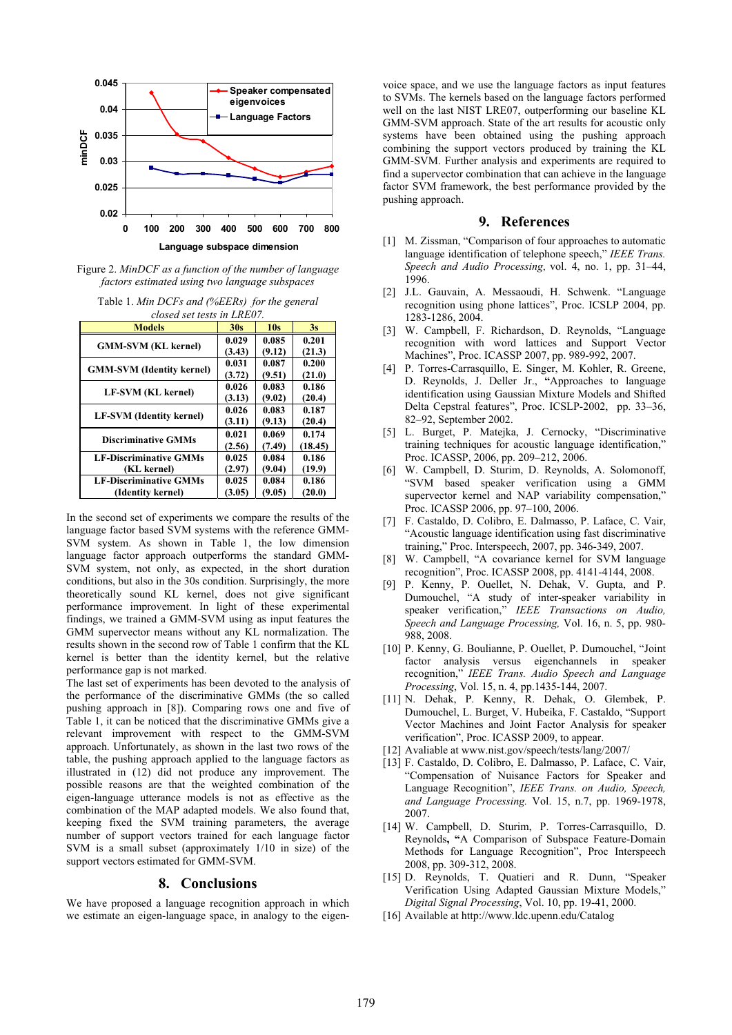0.045
0.04
0.035
0.03
0.025
0.02

minDCF

0 100 200 300 400 500 600 700 800

Language subspace dimension

Speaker compensated eigenvoices

Language Factors

Figure 2. *MinDCF as a function of the number of language factors estimated using two language subspaces*

Table 1. *Min DCFs and (%EERs) for the general closed set tests in LRE07.*

| Models | 30s | 10s | 3s |
|---|---|---|---|
| GMM-SVM (KL kernel) | 0.029 (3.43) | 0.085 (9.12) | 0.201 (21.3) |
| GMM-SVM (Identity kernel) | 0.031 (3.72) | 0.087 (9.51) | 0.200 (21.0) |
| LF-SVM (KL kernel) | 0.026 (3.13) | 0.083 (9.02) | 0.186 (20.4) |
| LF-SVM (Identity kernel) | 0.026 (3.11) | 0.083 (9.13) | 0.187 (20.4) |
| Discriminative GMMs | 0.021 (2.56) | 0.069 (7.49) | 0.174 (18.45) |
| LF-Discriminative GMMs (KL kernel) | 0.025 (2.97) | 0.084 (9.04) | 0.186 (19.9) |
| LF-Discriminative GMMs (Identity kernel) | 0.025 (3.05) | 0.084 (9.05) | 0.186 (20.0) |

In the second set of experiments we compare the results of the language factor based SVM systems with the reference GMM-SVM system. As shown in Table 1, the low dimension language factor approach outperforms the standard GMM-SVM system, not only, as expected, in the short duration conditions, but also in the 30s condition. Surprisingly, the more theoretically sound KL kernel, does not give significant performance improvement. In light of these experimental findings, we trained a GMM-SVM using as input features the GMM supervector means without any KL normalization. The results shown in the second row of Table 1 confirm that the KL kernel is better than the identity kernel, but the relative performance gap is not marked.

The last set of experiments has been devoted to the analysis of the performance of the discriminative GMMs (the so called pushing approach in [8]). Comparing rows one and five of Table 1, it can be noticed that the discriminative GMMs give a relevant improvement with respect to the GMM-SVM approach. Unfortunately, as shown in the last two rows of the table, the pushing approach applied to the language factors as illustrated in (12) did not produce any improvement. The possible reasons are that the weighted combination of the eigen-language utterance models is not as effective as the combination of the MAP adapted models. We also found that, keeping fixed the SVM training parameters, the average number of support vectors trained for each language factor SVM is a small subset (approximately 1/10 in size) of the support vectors estimated for GMM-SVM.

## 8. Conclusions

We have proposed a language recognition approach in which we estimate an eigen-language space, in analogy to the eigen-voice space, and we use the language factors as input features to SVMs. The kernels based on the language factors performed well on the last NIST LRE07, outperforming our baseline KL GMM-SVM approach. State of the art results for acoustic only systems have been obtained using the pushing approach combining the support vectors produced by training the KL GMM-SVM. Further analysis and experiments are required to find a supervector combination that can achieve in the language factor SVM framework, the best performance provided by the pushing approach.

## 9. References

[1] M. Zissman, "Comparison of four approaches to automatic language identification of telephone speech," *IEEE Trans. Speech and Audio Processing*, vol. 4, no. 1, pp. 31–44, 1996.

[2] J.L. Gauvain, A. Messaoudi, H. Schwenk. "Language recognition using phone lattices", Proc. ICSLP 2004, pp. 1283-1286, 2004.

[3] W. Campbell, F. Richardson, D. Reynolds, "Language recognition with word lattices and Support Vector Machines", Proc. ICASSP 2007, pp. 989-992, 2007.

[4] P. Torres-Carrasquillo, E. Singer, M. Kohler, R. Greene, D. Reynolds, J. Deller Jr., "Approaches to language identification using Gaussian Mixture Models and Shifted Delta Cepstral features", Proc. ICSLP-2002, pp. 33–36, 82–92, September 2002.

[5] L. Burget, P. Matejka, J. Cernocky, "Discriminative training techniques for acoustic language identification," Proc. ICASSP, 2006, pp. 209–212, 2006.

[6] W. Campbell, D. Sturim, D. Reynolds, A. Solomonoff, "SVM based speaker verification using a GMM supervector kernel and NAP variability compensation," Proc. ICASSP 2006, pp. 97–100, 2006.

[7] F. Castaldo, D. Colibro, E. Dalmasso, P. Laface, C. Vair, "Acoustic language identification using fast discriminative training," Proc. Interspeech, 2007, pp. 346-349, 2007.

[8] W. Campbell, "A covariance kernel for SVM language recognition", Proc. ICASSP 2008, pp. 4141-4144, 2008.

[9] P. Kenny, P. Ouellet, N. Dehak, V. Gupta, and P. Dumouchel, "A study of inter-speaker variability in speaker verification," *IEEE Transactions on Audio, Speech and Language Processing,* Vol. 16, n. 5, pp. 980-988, 2008.

[10] P. Kenny, G. Boulianne, P. Ouellet, P. Dumouchel, "Joint factor analysis versus eigenchannels in speaker recognition," *IEEE Trans. Audio Speech and Language Processing*, Vol. 15, n. 4, pp.1435-144, 2007.

[11] N. Dehak, P. Kenny, R. Dehak, O. Glembek, P. Dumouchel, L. Burget, V. Hubeika, F. Castaldo, "Support Vector Machines and Joint Factor Analysis for speaker verification", Proc. ICASSP 2009, to appear.

[12] Avaliable at www.nist.gov/speech/tests/lang/2007/

[13] F. Castaldo, D. Colibro, E. Dalmasso, P. Laface, C. Vair, "Compensation of Nuisance Factors for Speaker and Language Recognition," *IEEE Trans. on Audio, Speech, and Language Processing.* Vol. 15, n.7, pp. 1969-1978, 2007.

[14] W. Campbell, D. Sturim, P. Torres-Carrasquillo, D. Reynolds, "A Comparison of Subspace Feature-Domain Methods for Language Recognition", Proc Interspeech 2008, pp. 309-312, 2008.

[15] D. Reynolds, T. Quatieri and R. Dunn, "Speaker Verification Using Adapted Gaussian Mixture Models," *Digital Signal Processing*, Vol. 10, pp. 19-41, 2000.

[16] Available at http://www.ldc.upenn.edu/Catalog